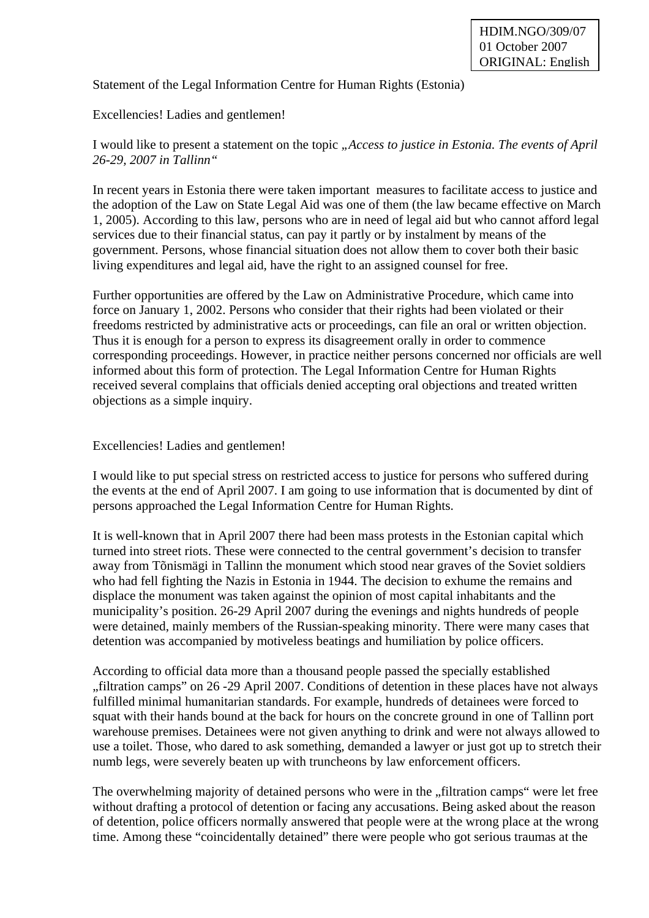HDIM.NGO/309/07
01 October 2007
ORIGINAL: English

Statement of the Legal Information Centre for Human Rights (Estonia)

Excellencies! Ladies and gentlemen!

I would like to present a statement on the topic *„Access to justice in Estonia. The events of April 26-29, 2007 in Tallinn“*

In recent years in Estonia there were taken important measures to facilitate access to justice and the adoption of the Law on State Legal Aid was one of them (the law became effective on March 1, 2005). According to this law, persons who are in need of legal aid but who cannot afford legal services due to their financial status, can pay it partly or by instalment by means of the government. Persons, whose financial situation does not allow them to cover both their basic living expenditures and legal aid, have the right to an assigned counsel for free.

Further opportunities are offered by the Law on Administrative Procedure, which came into force on January 1, 2002. Persons who consider that their rights had been violated or their freedoms restricted by administrative acts or proceedings, can file an oral or written objection. Thus it is enough for a person to express its disagreement orally in order to commence corresponding proceedings. However, in practice neither persons concerned nor officials are well informed about this form of protection. The Legal Information Centre for Human Rights received several complains that officials denied accepting oral objections and treated written objections as a simple inquiry.

Excellencies! Ladies and gentlemen!

I would like to put special stress on restricted access to justice for persons who suffered during the events at the end of April 2007. I am going to use information that is documented by dint of persons approached the Legal Information Centre for Human Rights.

It is well-known that in April 2007 there had been mass protests in the Estonian capital which turned into street riots. These were connected to the central government's decision to transfer away from Tõnismägi in Tallinn the monument which stood near graves of the Soviet soldiers who had fell fighting the Nazis in Estonia in 1944. The decision to exhume the remains and displace the monument was taken against the opinion of most capital inhabitants and the municipality's position. 26-29 April 2007 during the evenings and nights hundreds of people were detained, mainly members of the Russian-speaking minority. There were many cases that detention was accompanied by motiveless beatings and humiliation by police officers.

According to official data more than a thousand people passed the specially established „filtration camps" on 26 -29 April 2007. Conditions of detention in these places have not always fulfilled minimal humanitarian standards. For example, hundreds of detainees were forced to squat with their hands bound at the back for hours on the concrete ground in one of Tallinn port warehouse premises. Detainees were not given anything to drink and were not always allowed to use a toilet. Those, who dared to ask something, demanded a lawyer or just got up to stretch their numb legs, were severely beaten up with truncheons by law enforcement officers.

The overwhelming majority of detained persons who were in the „filtration camps“ were let free without drafting a protocol of detention or facing any accusations. Being asked about the reason of detention, police officers normally answered that people were at the wrong place at the wrong time. Among these "coincidentally detained" there were people who got serious traumas at the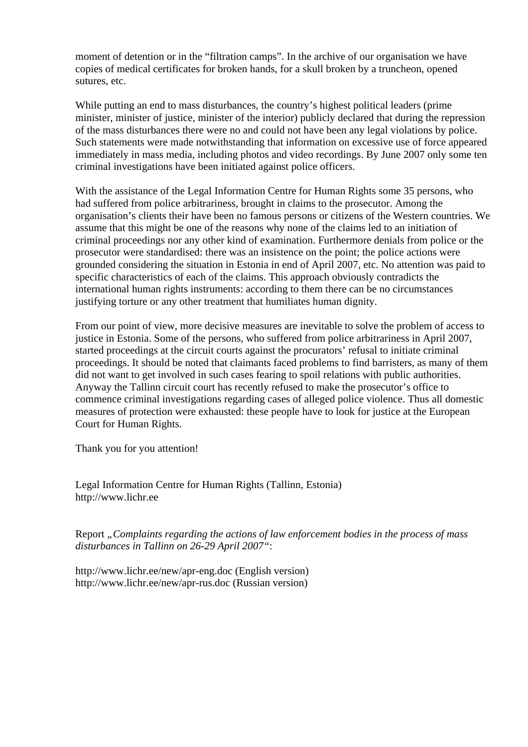moment of detention or in the "filtration camps". In the archive of our organisation we have copies of medical certificates for broken hands, for a skull broken by a truncheon, opened sutures, etc.

While putting an end to mass disturbances, the country's highest political leaders (prime minister, minister of justice, minister of the interior) publicly declared that during the repression of the mass disturbances there were no and could not have been any legal violations by police. Such statements were made notwithstanding that information on excessive use of force appeared immediately in mass media, including photos and video recordings. By June 2007 only some ten criminal investigations have been initiated against police officers.

With the assistance of the Legal Information Centre for Human Rights some 35 persons, who had suffered from police arbitrariness, brought in claims to the prosecutor. Among the organisation's clients their have been no famous persons or citizens of the Western countries. We assume that this might be one of the reasons why none of the claims led to an initiation of criminal proceedings nor any other kind of examination. Furthermore denials from police or the prosecutor were standardised: there was an insistence on the point; the police actions were grounded considering the situation in Estonia in end of April 2007, etc. No attention was paid to specific characteristics of each of the claims. This approach obviously contradicts the international human rights instruments: according to them there can be no circumstances justifying torture or any other treatment that humiliates human dignity.

From our point of view, more decisive measures are inevitable to solve the problem of access to justice in Estonia. Some of the persons, who suffered from police arbitrariness in April 2007, started proceedings at the circuit courts against the procurators' refusal to initiate criminal proceedings. It should be noted that claimants faced problems to find barristers, as many of them did not want to get involved in such cases fearing to spoil relations with public authorities. Anyway the Tallinn circuit court has recently refused to make the prosecutor's office to commence criminal investigations regarding cases of alleged police violence. Thus all domestic measures of protection were exhausted: these people have to look for justice at the European Court for Human Rights.

Thank you for you attention!

Legal Information Centre for Human Rights (Tallinn, Estonia)
http://www.lichr.ee

Report „*Complaints regarding the actions of law enforcement bodies in the process of mass disturbances in Tallinn on 26-29 April 2007*":

http://www.lichr.ee/new/apr-eng.doc (English version)
http://www.lichr.ee/new/apr-rus.doc (Russian version)